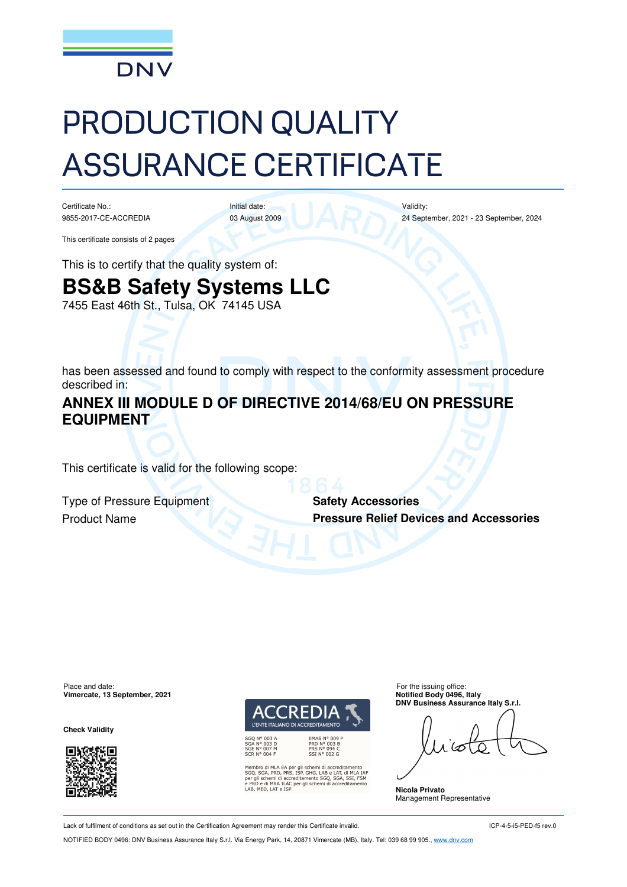DNV

# PRODUCTION QUALITY ASSURANCE CERTIFICATE

| Certificate No.: | Initial date: | Validity: |
|---|---|---|
| 9855-2017-CE-ACCREDIA | 03 August 2009 | 24 September, 2021 - 23 September, 2024 |

This certificate consists of 2 pages

This is to certify that the quality system of:

## BS&B Safety Systems LLC

7455 East 46th St., Tulsa, OK 74145 USA

has been assessed and found to comply with respect to the conformity assessment procedure described in:

## ANNEX III MODULE D OF DIRECTIVE 2014/68/EU ON PRESSURE EQUIPMENT

This certificate is valid for the following scope:

| | |
|---|---|
| Type of Pressure Equipment | **Safety Accessories** |
| Product Name | **Pressure Relief Devices and Accessories** |

Place and date:
**Vimercate, 13 September, 2021**

**Check Validity**

ACCREDIA
L'ENTE ITALIANO DI ACCREDITAMENTO

SGQ N° 003 A
SGA N° 003 D
SGE N° 007 M
SCR N° 004 F

EMAS N° 009 P
PRD N° 003 B
PRS N° 094 C
SSI N° 002 G

Membro di MLA EA per gli schemi di accreditamento SGQ, SGA, PRD, PRS, ISP, GHG, LAB e LAT, di MLA IAF per gli schemi di accreditamento SGQ, SGA, SSI, FSM e PRD e di MRA ILAC per gli schemi di accreditamento LAB, MED, LAT e ISP

For the issuing office:
**Notified Body 0496, Italy**
**DNV Business Assurance Italy S.r.l.**

**Nicola Privato**
Management Representative

Lack of fulfilment of conditions as set out in the Certification Agreement may render this Certificate invalid.

ICP-4-5-i5-PED-f5 rev.0

NOTIFIED BODY 0496: DNV Business Assurance Italy S.r.l. Via Energy Park, 14, 20871 Vimercate (MB), Italy. Tel: 039 68 99 905., www.dnv.com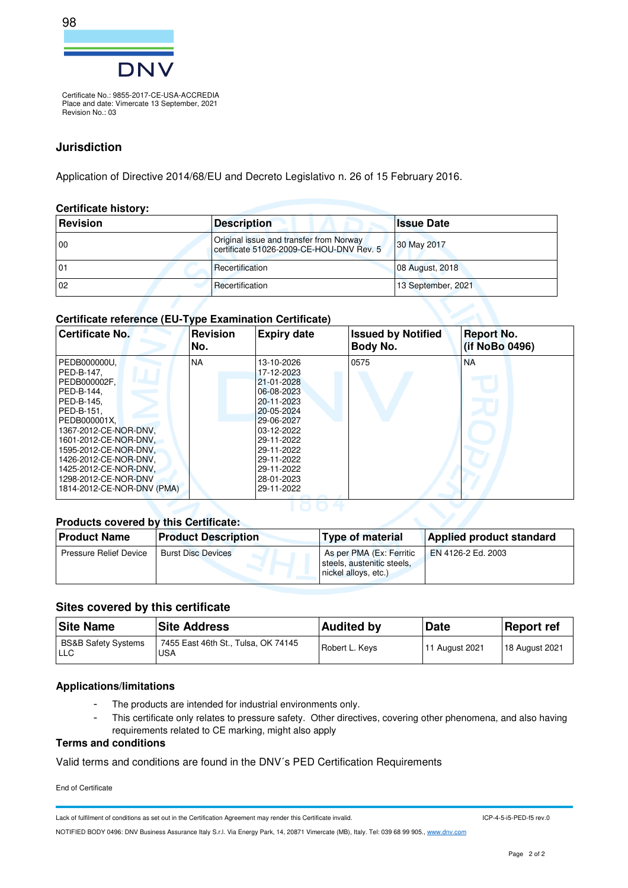98

DNV

Certificate No.: 9855-2017-CE-USA-ACCREDIA
Place and date: Vimercate 13 September, 2021
Revision No.: 03

## Jurisdiction

Application of Directive 2014/68/EU and Decreto Legislativo n. 26 of 15 February 2016.

### Certificate history:

| Revision | Description | Issue Date |
|---|---|---|
| 00 | Original issue and transfer from Norway certificate 51026-2009-CE-HOU-DNV Rev. 5 | 30 May 2017 |
| 01 | Recertification | 08 August, 2018 |
| 02 | Recertification | 13 September, 2021 |

### Certificate reference (EU-Type Examination Certificate)

| Certificate No. | Revision No. | Expiry date | Issued by Notified Body No. | Report No. (if NoBo 0496) |
|---|---|---|---|---|
| PEDB000000U,<br>PED-B-147,<br>PEDB000002F,<br>PED-B-144,<br>PED-B-145,<br>PED-B-151,<br>PEDB000001X,<br>1367-2012-CE-NOR-DNV,<br>1601-2012-CE-NOR-DNV,<br>1595-2012-CE-NOR-DNV,<br>1426-2012-CE-NOR-DNV,<br>1425-2012-CE-NOR-DNV,<br>1298-2012-CE-NOR-DNV<br>1814-2012-CE-NOR-DNV (PMA) | NA | 13-10-2026<br>17-12-2023<br>21-01-2028<br>06-08-2023<br>20-11-2023<br>20-05-2024<br>29-06-2027<br>03-12-2022<br>29-11-2022<br>29-11-2022<br>29-11-2022<br>29-11-2022<br>28-01-2023<br>29-11-2022 | 0575 | NA |

### Products covered by this Certificate:

| Product Name | Product Description | Type of material | Applied product standard |
|---|---|---|---|
| Pressure Relief Device | Burst Disc Devices | As per PMA (Ex: Ferritic steels, austenitic steels, nickel alloys, etc.) | EN 4126-2 Ed. 2003 |

### Sites covered by this certificate

| Site Name | Site Address | Audited by | Date | Report ref |
|---|---|---|---|---|
| BS&B Safety Systems LLC | 7455 East 46th St., Tulsa, OK 74145 USA | Robert L. Keys | 11 August 2021 | 18 August 2021 |

### Applications/limitations

- The products are intended for industrial environments only.
- This certificate only relates to pressure safety. Other directives, covering other phenomena, and also having requirements related to CE marking, might also apply

### Terms and conditions

Valid terms and conditions are found in the DNV´s PED Certification Requirements

End of Certificate

Lack of fulfilment of conditions as set out in the Certification Agreement may render this Certificate invalid. ICP-4-5-i5-PED-f5 rev.0

NOTIFIED BODY 0496: DNV Business Assurance Italy S.r.l. Via Energy Park, 14, 20871 Vimercate (MB), Italy. Tel: 039 68 99 905., www.dnv.com